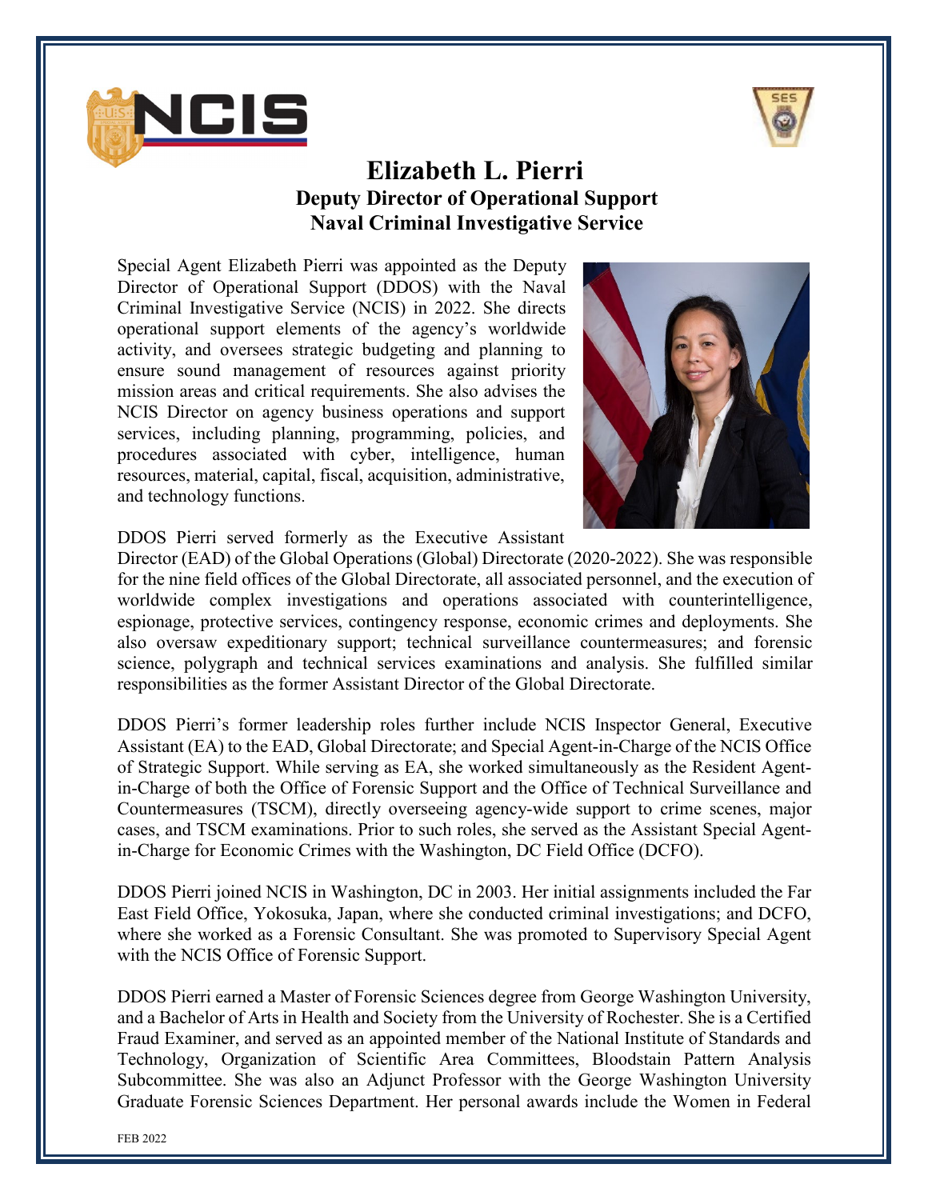# Elizabeth L. Pierri

## Deputy Director of Operational Support
## Naval Criminal Investigative Service

Special Agent Elizabeth Pierri was appointed as the Deputy Director of Operational Support (DDOS) with the Naval Criminal Investigative Service (NCIS) in 2022. She directs operational support elements of the agency's worldwide activity, and oversees strategic budgeting and planning to ensure sound management of resources against priority mission areas and critical requirements. She also advises the NCIS Director on agency business operations and support services, including planning, programming, policies, and procedures associated with cyber, intelligence, human resources, material, capital, fiscal, acquisition, administrative, and technology functions.

DDOS Pierri served formerly as the Executive Assistant Director (EAD) of the Global Operations (Global) Directorate (2020-2022). She was responsible for the nine field offices of the Global Directorate, all associated personnel, and the execution of worldwide complex investigations and operations associated with counterintelligence, espionage, protective services, contingency response, economic crimes and deployments. She also oversaw expeditionary support; technical surveillance countermeasures; and forensic science, polygraph and technical services examinations and analysis. She fulfilled similar responsibilities as the former Assistant Director of the Global Directorate.

DDOS Pierri's former leadership roles further include NCIS Inspector General, Executive Assistant (EA) to the EAD, Global Directorate; and Special Agent-in-Charge of the NCIS Office of Strategic Support. While serving as EA, she worked simultaneously as the Resident Agent-in-Charge of both the Office of Forensic Support and the Office of Technical Surveillance and Countermeasures (TSCM), directly overseeing agency-wide support to crime scenes, major cases, and TSCM examinations. Prior to such roles, she served as the Assistant Special Agent-in-Charge for Economic Crimes with the Washington, DC Field Office (DCFO).

DDOS Pierri joined NCIS in Washington, DC in 2003. Her initial assignments included the Far East Field Office, Yokosuka, Japan, where she conducted criminal investigations; and DCFO, where she worked as a Forensic Consultant. She was promoted to Supervisory Special Agent with the NCIS Office of Forensic Support.

DDOS Pierri earned a Master of Forensic Sciences degree from George Washington University, and a Bachelor of Arts in Health and Society from the University of Rochester. She is a Certified Fraud Examiner, and served as an appointed member of the National Institute of Standards and Technology, Organization of Scientific Area Committees, Bloodstain Pattern Analysis Subcommittee. She was also an Adjunct Professor with the George Washington University Graduate Forensic Sciences Department. Her personal awards include the Women in Federal

FEB 2022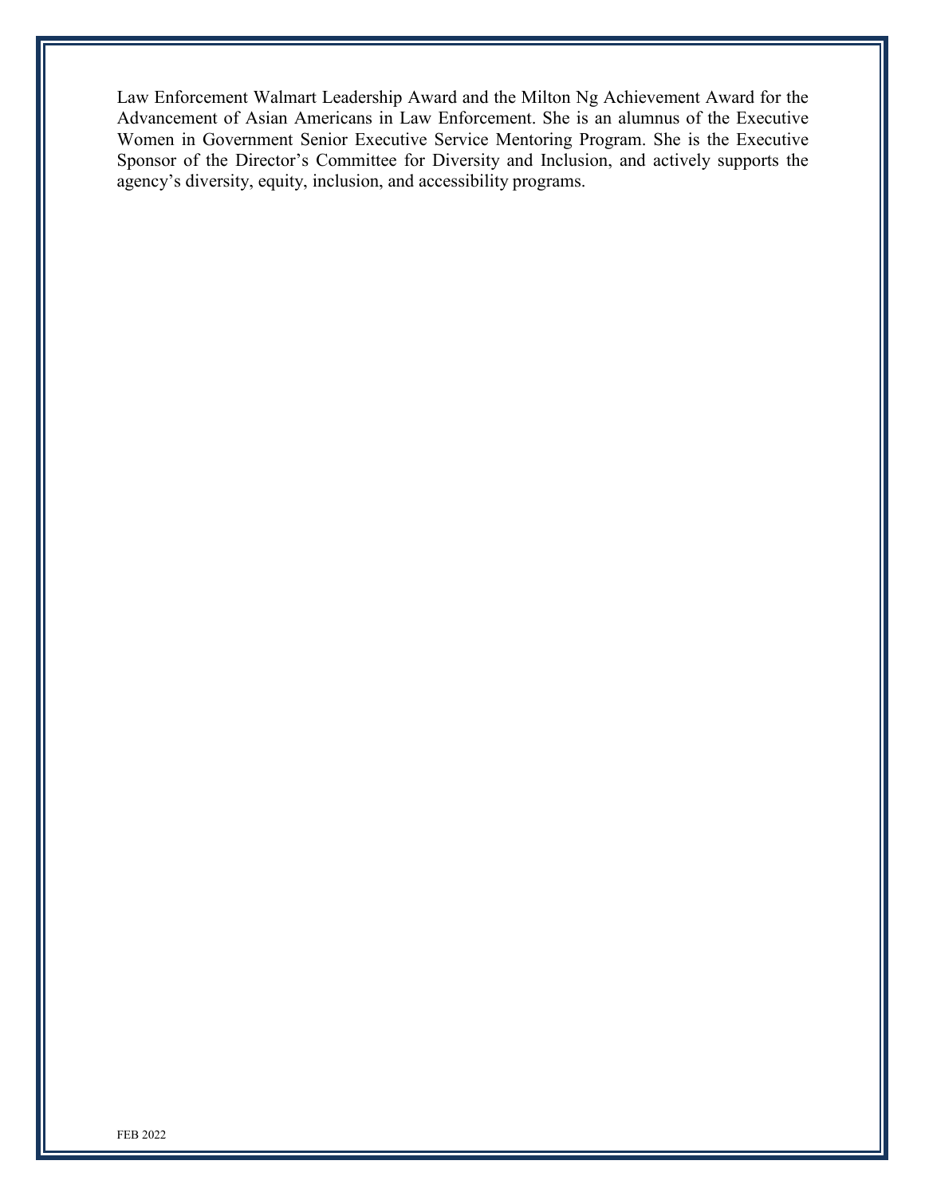Law Enforcement Walmart Leadership Award and the Milton Ng Achievement Award for the Advancement of Asian Americans in Law Enforcement. She is an alumnus of the Executive Women in Government Senior Executive Service Mentoring Program. She is the Executive Sponsor of the Director's Committee for Diversity and Inclusion, and actively supports the agency's diversity, equity, inclusion, and accessibility programs.

FEB 2022